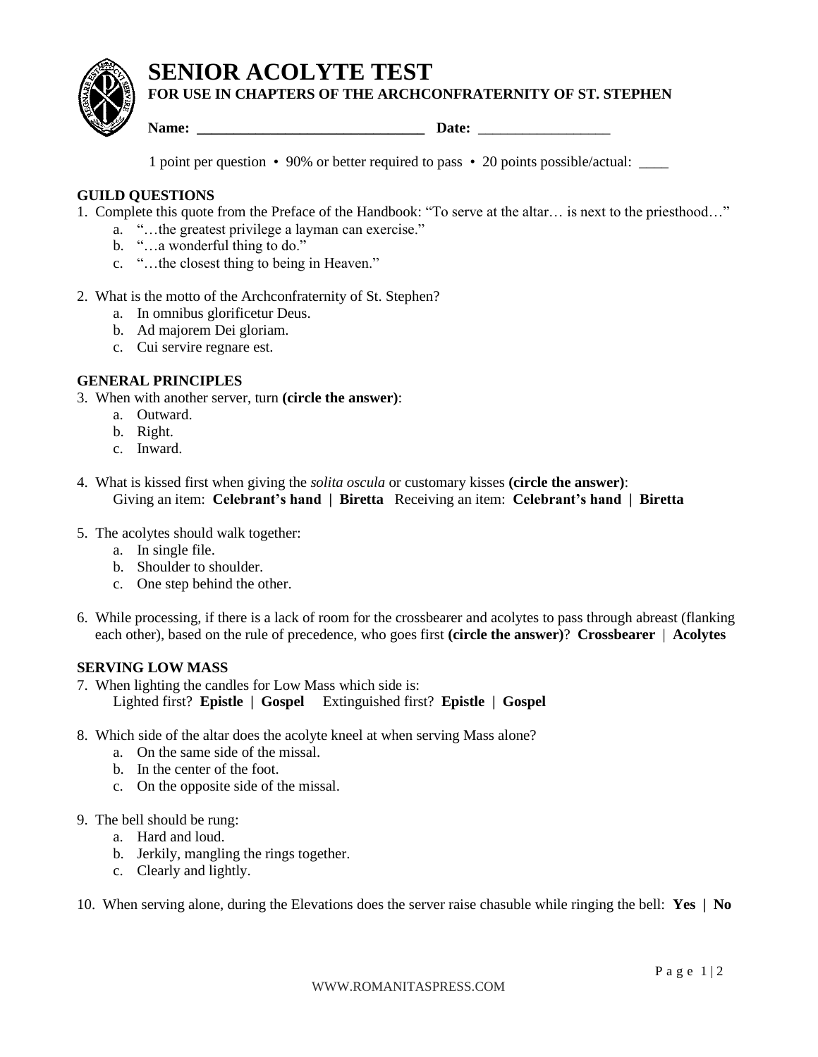# SENIOR ACOLYTE TEST

**FOR USE IN CHAPTERS OF THE ARCHCONFRATERNITY OF ST. STEPHEN**

**Name:** ______________________________ **Date:** __________________

1 point per question • 90% or better required to pass • 20 points possible/actual: ____

## GUILD QUESTIONS

1. Complete this quote from the Preface of the Handbook: "To serve at the altar… is next to the priesthood…"
   a. "…the greatest privilege a layman can exercise."
   b. "…a wonderful thing to do."
   c. "…the closest thing to being in Heaven."

2. What is the motto of the Archconfraternity of St. Stephen?
   a. In omnibus glorificetur Deus.
   b. Ad majorem Dei gloriam.
   c. Cui servire regnare est.

## GENERAL PRINCIPLES

3. When with another server, turn **(circle the answer)**:
   a. Outward.
   b. Right.
   c. Inward.

4. What is kissed first when giving the *solita oscula* or customary kisses **(circle the answer)**:
   Giving an item: **Celebrant's hand | Biretta** Receiving an item: **Celebrant's hand | Biretta**

5. The acolytes should walk together:
   a. In single file.
   b. Shoulder to shoulder.
   c. One step behind the other.

6. While processing, if there is a lack of room for the crossbearer and acolytes to pass through abreast (flanking each other), based on the rule of precedence, who goes first **(circle the answer)**? **Crossbearer | Acolytes**

## SERVING LOW MASS

7. When lighting the candles for Low Mass which side is:
   Lighted first? **Epistle | Gospel** Extinguished first? **Epistle | Gospel**

8. Which side of the altar does the acolyte kneel at when serving Mass alone?
   a. On the same side of the missal.
   b. In the center of the foot.
   c. On the opposite side of the missal.

9. The bell should be rung:
   a. Hard and loud.
   b. Jerkily, mangling the rings together.
   c. Clearly and lightly.

10. When serving alone, during the Elevations does the server raise chasuble while ringing the bell: **Yes | No**

WWW.ROMANITASPRESS.COM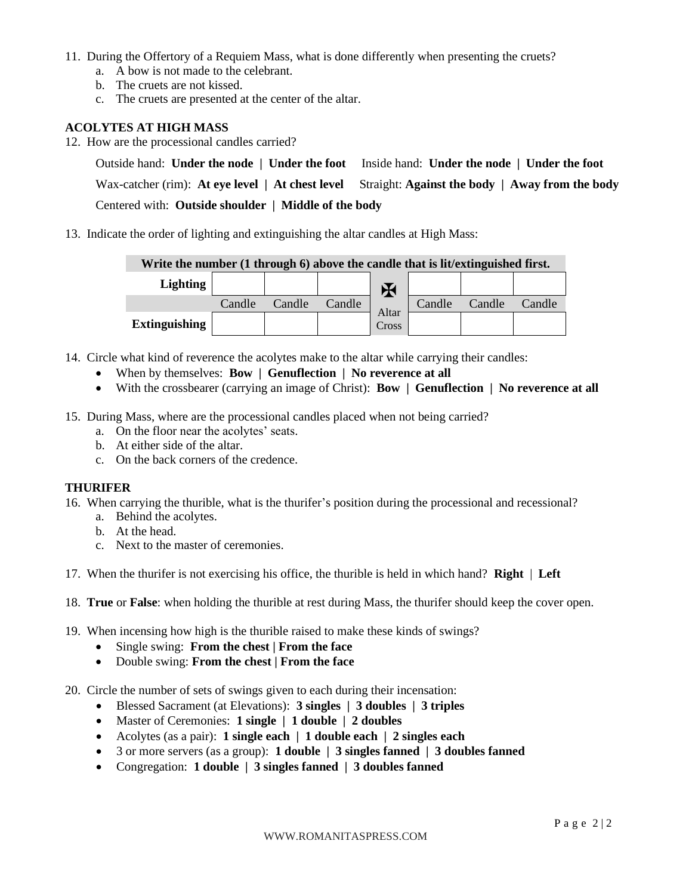11. During the Offertory of a Requiem Mass, what is done differently when presenting the cruets?
    a. A bow is not made to the celebrant.
    b. The cruets are not kissed.
    c. The cruets are presented at the center of the altar.

**ACOLYTES AT HIGH MASS**

12. How are the processional candles carried?

    Outside hand: **Under the node | Under the foot** Inside hand: **Under the node | Under the foot**

    Wax-catcher (rim): **At eye level | At chest level** Straight: **Against the body | Away from the body**

    Centered with: **Outside shoulder | Middle of the body**

13. Indicate the order of lighting and extinguishing the altar candles at High Mass:

| **Write the number (1 through 6) above the candle that is lit/extinguished first.** | | | | | | | |
|---|---|---|---|---|---|---|---|
| **Lighting** | | | | ✠ | | | |
| | Candle | Candle | Candle | Altar Cross | Candle | Candle | Candle |
| **Extinguishing** | | | | | | | |

14. Circle what kind of reverence the acolytes make to the altar while carrying their candles:
    - When by themselves: **Bow | Genuflection | No reverence at all**
    - With the crossbearer (carrying an image of Christ): **Bow | Genuflection | No reverence at all**

15. During Mass, where are the processional candles placed when not being carried?
    a. On the floor near the acolytes' seats.
    b. At either side of the altar.
    c. On the back corners of the credence.

**THURIFER**

16. When carrying the thurible, what is the thurifer's position during the processional and recessional?
    a. Behind the acolytes.
    b. At the head.
    c. Next to the master of ceremonies.

17. When the thurifer is not exercising his office, the thurible is held in which hand? **Right** | **Left**

18. **True** or **False**: when holding the thurible at rest during Mass, the thurifer should keep the cover open.

19. When incensing how high is the thurible raised to make these kinds of swings?
    - Single swing: **From the chest | From the face**
    - Double swing: **From the chest | From the face**

20. Circle the number of sets of swings given to each during their incensation:
    - Blessed Sacrament (at Elevations): **3 singles | 3 doubles | 3 triples**
    - Master of Ceremonies: **1 single | 1 double | 2 doubles**
    - Acolytes (as a pair): **1 single each | 1 double each | 2 singles each**
    - 3 or more servers (as a group): **1 double | 3 singles fanned | 3 doubles fanned**
    - Congregation: **1 double | 3 singles fanned | 3 doubles fanned**

WWW.ROMANITASPRESS.COM